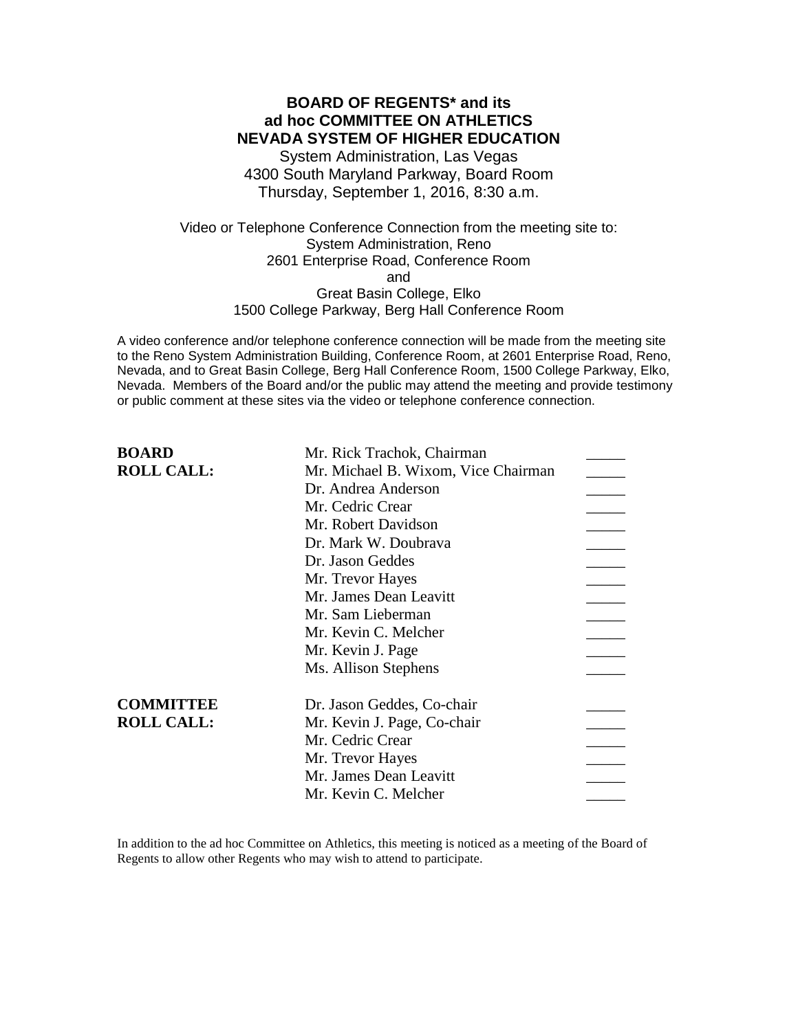# BOARD OF REGENTS* and its ad hoc COMMITTEE ON ATHLETICS NEVADA SYSTEM OF HIGHER EDUCATION

System Administration, Las Vegas
4300 South Maryland Parkway, Board Room
Thursday, September 1, 2016, 8:30 a.m.

Video or Telephone Conference Connection from the meeting site to:
System Administration, Reno
2601 Enterprise Road, Conference Room
and
Great Basin College, Elko
1500 College Parkway, Berg Hall Conference Room

A video conference and/or telephone conference connection will be made from the meeting site to the Reno System Administration Building, Conference Room, at 2601 Enterprise Road, Reno, Nevada, and to Great Basin College, Berg Hall Conference Room, 1500 College Parkway, Elko, Nevada. Members of the Board and/or the public may attend the meeting and provide testimony or public comment at these sites via the video or telephone conference connection.

| | | |
|---|---|---|
| **BOARD ROLL CALL:** | Mr. Rick Trachok, Chairman | _____ |
| | Mr. Michael B. Wixom, Vice Chairman | _____ |
| | Dr. Andrea Anderson | _____ |
| | Mr. Cedric Crear | _____ |
| | Mr. Robert Davidson | _____ |
| | Dr. Mark W. Doubrava | _____ |
| | Dr. Jason Geddes | _____ |
| | Mr. Trevor Hayes | _____ |
| | Mr. James Dean Leavitt | _____ |
| | Mr. Sam Lieberman | _____ |
| | Mr. Kevin C. Melcher | _____ |
| | Mr. Kevin J. Page | _____ |
| | Ms. Allison Stephens | _____ |
| **COMMITTEE ROLL CALL:** | Dr. Jason Geddes, Co-chair | _____ |
| | Mr. Kevin J. Page, Co-chair | _____ |
| | Mr. Cedric Crear | _____ |
| | Mr. Trevor Hayes | _____ |
| | Mr. James Dean Leavitt | _____ |
| | Mr. Kevin C. Melcher | _____ |

In addition to the ad hoc Committee on Athletics, this meeting is noticed as a meeting of the Board of Regents to allow other Regents who may wish to attend to participate.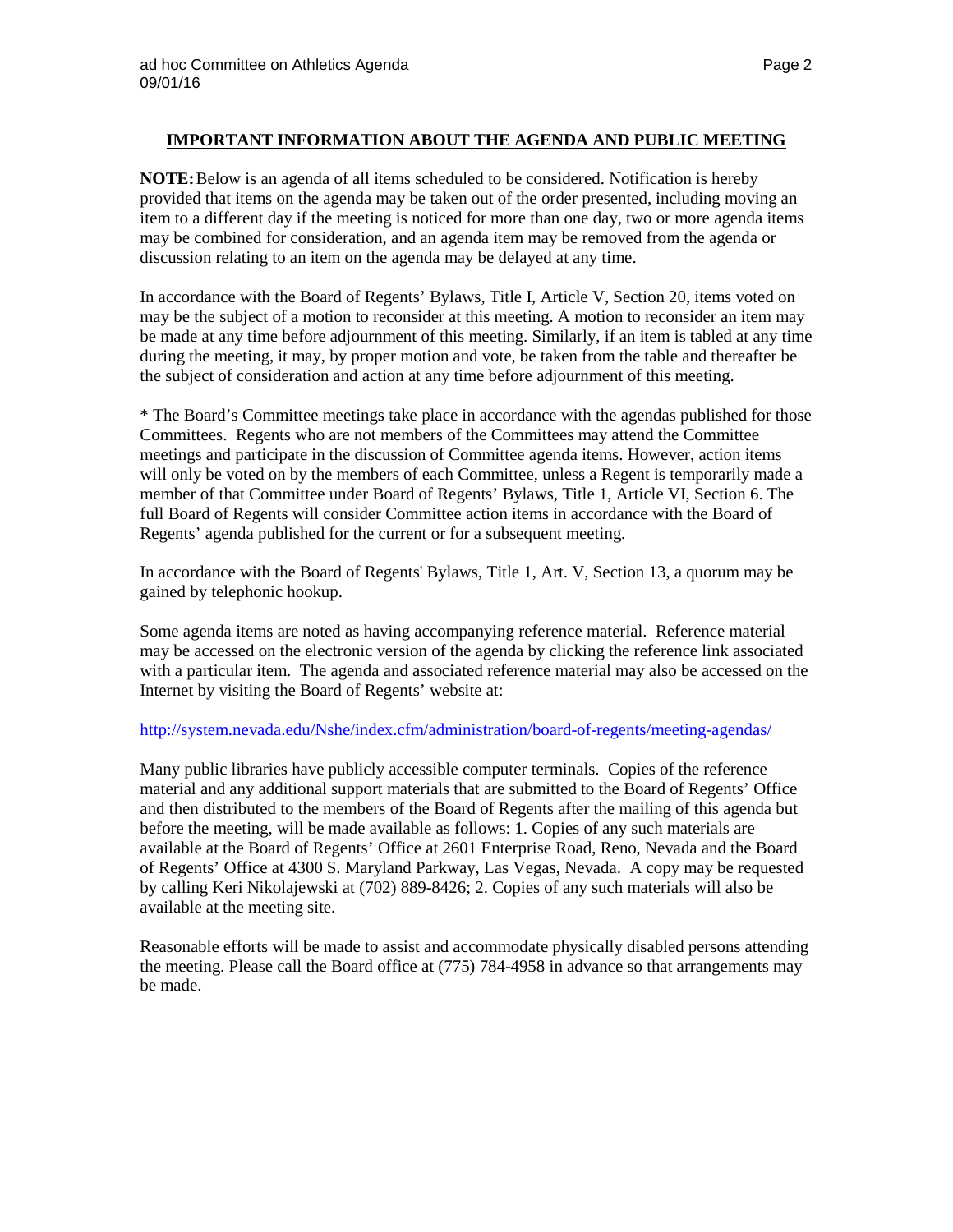## IMPORTANT INFORMATION ABOUT THE AGENDA AND PUBLIC MEETING

**NOTE:** Below is an agenda of all items scheduled to be considered. Notification is hereby provided that items on the agenda may be taken out of the order presented, including moving an item to a different day if the meeting is noticed for more than one day, two or more agenda items may be combined for consideration, and an agenda item may be removed from the agenda or discussion relating to an item on the agenda may be delayed at any time.

In accordance with the Board of Regents' Bylaws, Title I, Article V, Section 20, items voted on may be the subject of a motion to reconsider at this meeting. A motion to reconsider an item may be made at any time before adjournment of this meeting. Similarly, if an item is tabled at any time during the meeting, it may, by proper motion and vote, be taken from the table and thereafter be the subject of consideration and action at any time before adjournment of this meeting.

* The Board's Committee meetings take place in accordance with the agendas published for those Committees. Regents who are not members of the Committees may attend the Committee meetings and participate in the discussion of Committee agenda items. However, action items will only be voted on by the members of each Committee, unless a Regent is temporarily made a member of that Committee under Board of Regents' Bylaws, Title 1, Article VI, Section 6. The full Board of Regents will consider Committee action items in accordance with the Board of Regents' agenda published for the current or for a subsequent meeting.

In accordance with the Board of Regents' Bylaws, Title 1, Art. V, Section 13, a quorum may be gained by telephonic hookup.

Some agenda items are noted as having accompanying reference material. Reference material may be accessed on the electronic version of the agenda by clicking the reference link associated with a particular item. The agenda and associated reference material may also be accessed on the Internet by visiting the Board of Regents' website at:

http://system.nevada.edu/Nshe/index.cfm/administration/board-of-regents/meeting-agendas/

Many public libraries have publicly accessible computer terminals. Copies of the reference material and any additional support materials that are submitted to the Board of Regents' Office and then distributed to the members of the Board of Regents after the mailing of this agenda but before the meeting, will be made available as follows: 1. Copies of any such materials are available at the Board of Regents' Office at 2601 Enterprise Road, Reno, Nevada and the Board of Regents' Office at 4300 S. Maryland Parkway, Las Vegas, Nevada. A copy may be requested by calling Keri Nikolajewski at (702) 889-8426; 2. Copies of any such materials will also be available at the meeting site.

Reasonable efforts will be made to assist and accommodate physically disabled persons attending the meeting. Please call the Board office at (775) 784-4958 in advance so that arrangements may be made.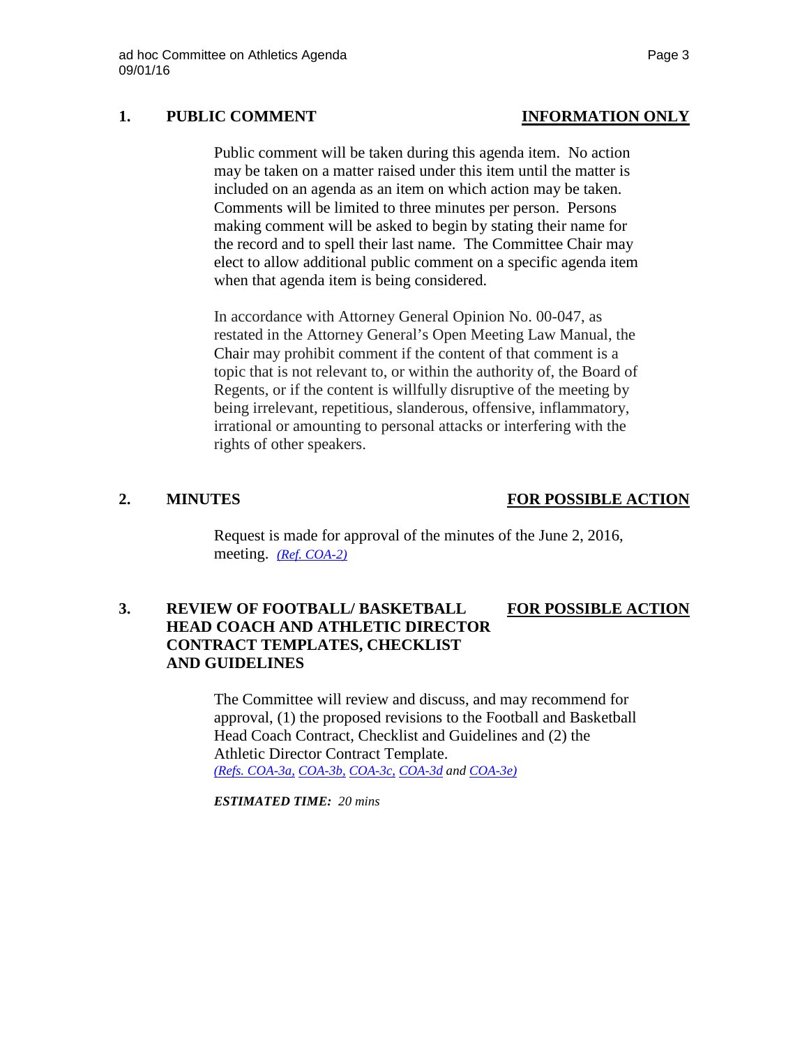## 1. PUBLIC COMMENT **INFORMATION ONLY**

Public comment will be taken during this agenda item. No action may be taken on a matter raised under this item until the matter is included on an agenda as an item on which action may be taken. Comments will be limited to three minutes per person. Persons making comment will be asked to begin by stating their name for the record and to spell their last name. The Committee Chair may elect to allow additional public comment on a specific agenda item when that agenda item is being considered.

In accordance with Attorney General Opinion No. 00-047, as restated in the Attorney General's Open Meeting Law Manual, the Chair may prohibit comment if the content of that comment is a topic that is not relevant to, or within the authority of, the Board of Regents, or if the content is willfully disruptive of the meeting by being irrelevant, repetitious, slanderous, offensive, inflammatory, irrational or amounting to personal attacks or interfering with the rights of other speakers.

## 2. MINUTES **FOR POSSIBLE ACTION**

Request is made for approval of the minutes of the June 2, 2016, meeting. *(Ref. COA-2)*

## 3. REVIEW OF FOOTBALL/ BASKETBALL HEAD COACH AND ATHLETIC DIRECTOR CONTRACT TEMPLATES, CHECKLIST AND GUIDELINES **FOR POSSIBLE ACTION**

The Committee will review and discuss, and may recommend for approval, (1) the proposed revisions to the Football and Basketball Head Coach Contract, Checklist and Guidelines and (2) the Athletic Director Contract Template. *(Refs. COA-3a, COA-3b, COA-3c, COA-3d and COA-3e)*

***ESTIMATED TIME:*** *20 mins*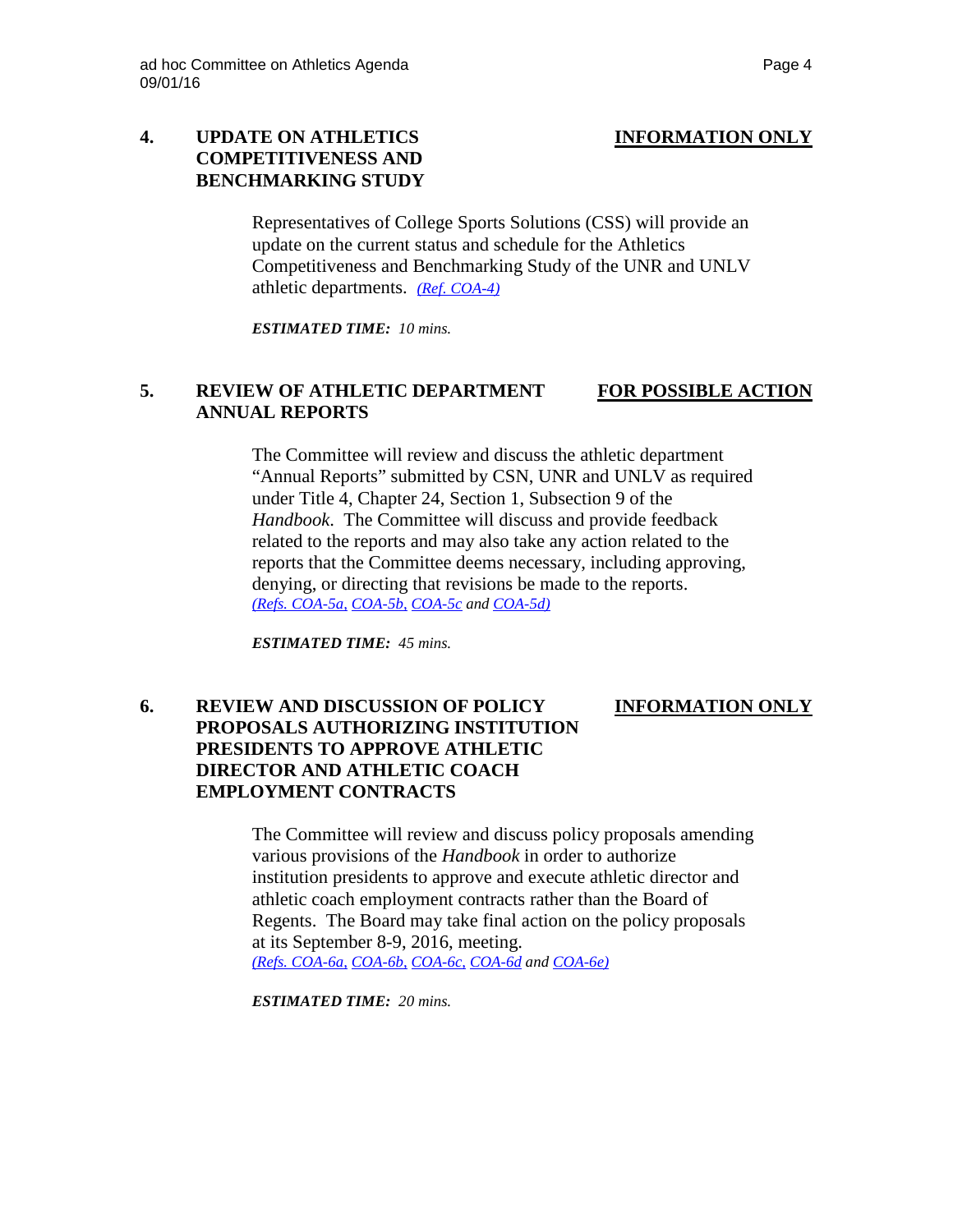**4. UPDATE ON ATHLETICS COMPETITIVENESS AND BENCHMARKING STUDY** **INFORMATION ONLY**

Representatives of College Sports Solutions (CSS) will provide an update on the current status and schedule for the Athletics Competitiveness and Benchmarking Study of the UNR and UNLV athletic departments. *(Ref. COA-4)*

***ESTIMATED TIME:*** *10 mins.*

**5. REVIEW OF ATHLETIC DEPARTMENT ANNUAL REPORTS** **FOR POSSIBLE ACTION**

The Committee will review and discuss the athletic department "Annual Reports" submitted by CSN, UNR and UNLV as required under Title 4, Chapter 24, Section 1, Subsection 9 of the *Handbook*. The Committee will discuss and provide feedback related to the reports and may also take any action related to the reports that the Committee deems necessary, including approving, denying, or directing that revisions be made to the reports. *(Refs. COA-5a, COA-5b, COA-5c and COA-5d)*

***ESTIMATED TIME:*** *45 mins.*

**6. REVIEW AND DISCUSSION OF POLICY PROPOSALS AUTHORIZING INSTITUTION PRESIDENTS TO APPROVE ATHLETIC DIRECTOR AND ATHLETIC COACH EMPLOYMENT CONTRACTS** **INFORMATION ONLY**

The Committee will review and discuss policy proposals amending various provisions of the *Handbook* in order to authorize institution presidents to approve and execute athletic director and athletic coach employment contracts rather than the Board of Regents. The Board may take final action on the policy proposals at its September 8-9, 2016, meeting. *(Refs. COA-6a, COA-6b, COA-6c, COA-6d and COA-6e)*

***ESTIMATED TIME:*** *20 mins.*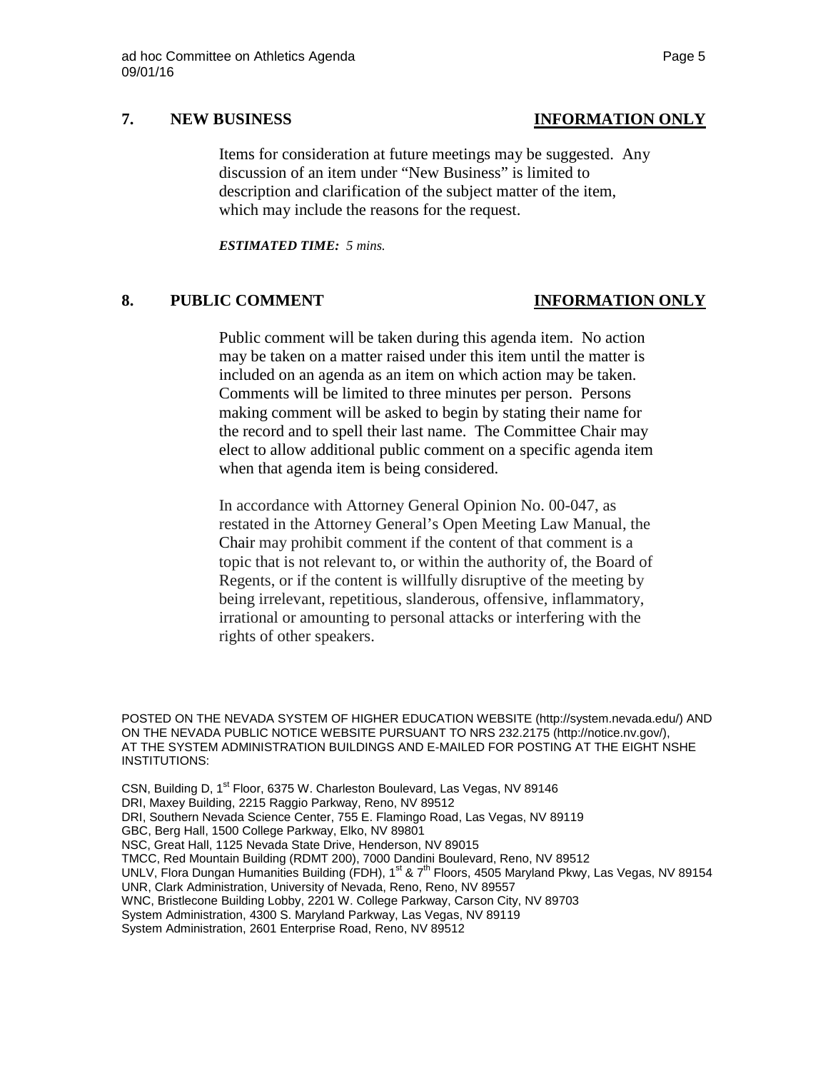## 7. NEW BUSINESS — INFORMATION ONLY

Items for consideration at future meetings may be suggested. Any discussion of an item under "New Business" is limited to description and clarification of the subject matter of the item, which may include the reasons for the request.

***ESTIMATED TIME:** 5 mins.*

## 8. PUBLIC COMMENT — INFORMATION ONLY

Public comment will be taken during this agenda item. No action may be taken on a matter raised under this item until the matter is included on an agenda as an item on which action may be taken. Comments will be limited to three minutes per person. Persons making comment will be asked to begin by stating their name for the record and to spell their last name. The Committee Chair may elect to allow additional public comment on a specific agenda item when that agenda item is being considered.

In accordance with Attorney General Opinion No. 00-047, as restated in the Attorney General's Open Meeting Law Manual, the Chair may prohibit comment if the content of that comment is a topic that is not relevant to, or within the authority of, the Board of Regents, or if the content is willfully disruptive of the meeting by being irrelevant, repetitious, slanderous, offensive, inflammatory, irrational or amounting to personal attacks or interfering with the rights of other speakers.

POSTED ON THE NEVADA SYSTEM OF HIGHER EDUCATION WEBSITE (http://system.nevada.edu/) AND ON THE NEVADA PUBLIC NOTICE WEBSITE PURSUANT TO NRS 232.2175 (http://notice.nv.gov/), AT THE SYSTEM ADMINISTRATION BUILDINGS AND E-MAILED FOR POSTING AT THE EIGHT NSHE INSTITUTIONS:

CSN, Building D, 1st Floor, 6375 W. Charleston Boulevard, Las Vegas, NV 89146
DRI, Maxey Building, 2215 Raggio Parkway, Reno, NV 89512
DRI, Southern Nevada Science Center, 755 E. Flamingo Road, Las Vegas, NV 89119
GBC, Berg Hall, 1500 College Parkway, Elko, NV 89801
NSC, Great Hall, 1125 Nevada State Drive, Henderson, NV 89015
TMCC, Red Mountain Building (RDMT 200), 7000 Dandini Boulevard, Reno, NV 89512
UNLV, Flora Dungan Humanities Building (FDH), 1st & 7th Floors, 4505 Maryland Pkwy, Las Vegas, NV 89154
UNR, Clark Administration, University of Nevada, Reno, Reno, NV 89557
WNC, Bristlecone Building Lobby, 2201 W. College Parkway, Carson City, NV 89703
System Administration, 4300 S. Maryland Parkway, Las Vegas, NV 89119
System Administration, 2601 Enterprise Road, Reno, NV 89512